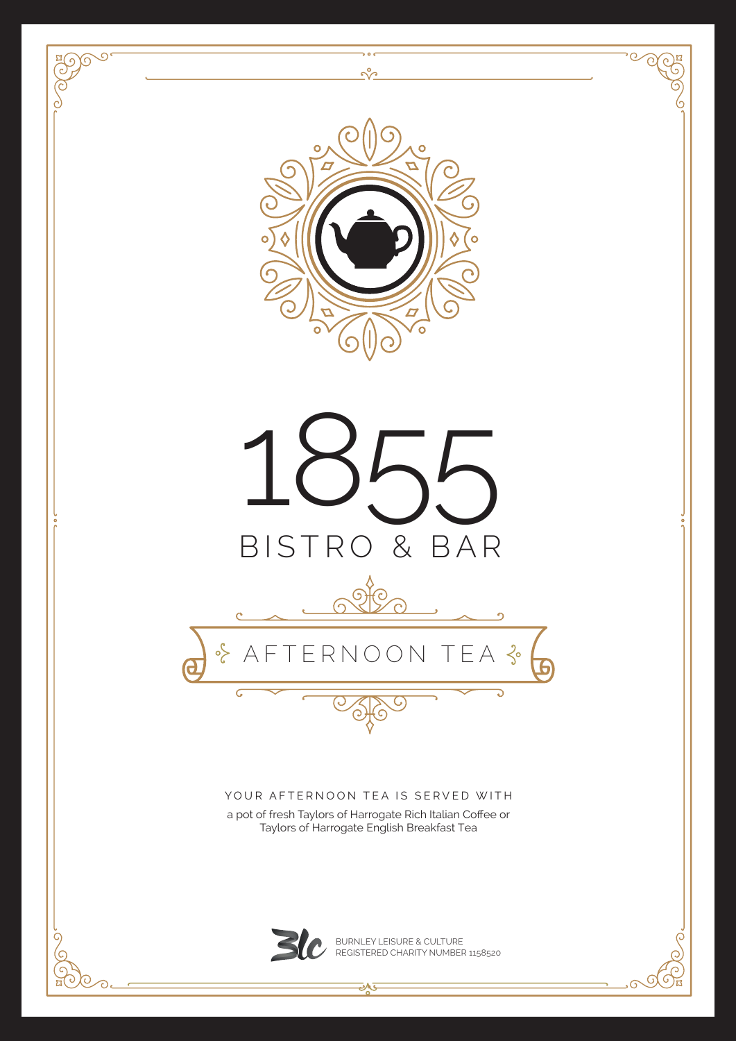# 1855

## BISTRO & BAR

## AFTERNOON TEA

YOUR AFTERNOON TEA IS SERVED WITH

a pot of fresh Taylors of Harrogate Rich Italian Coffee or
Taylors of Harrogate English Breakfast Tea

BURNLEY LEISURE & CULTURE
REGISTERED CHARITY NUMBER 1158520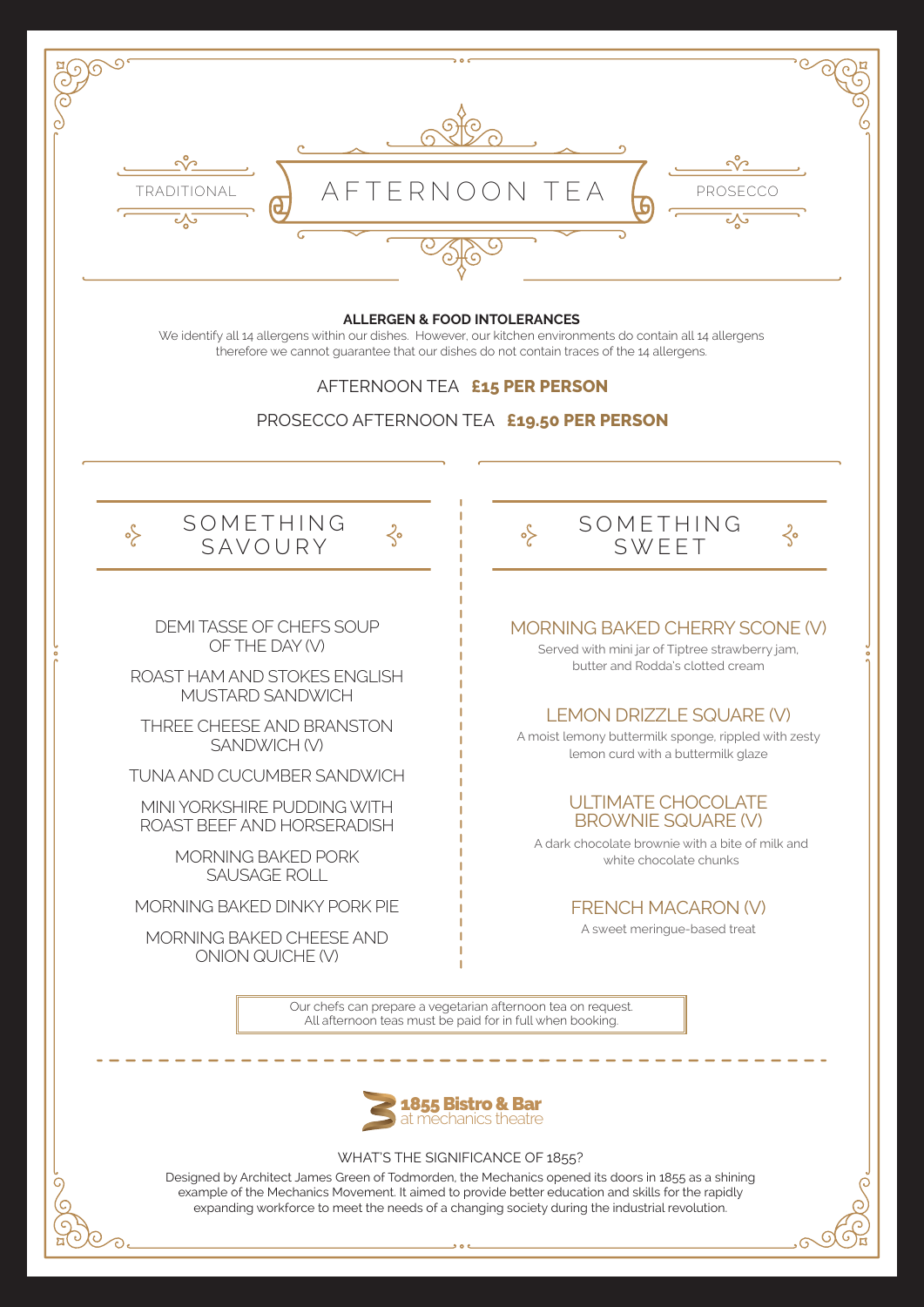TRADITIONAL

# AFTERNOON TEA

PROSECCO

**ALLERGEN & FOOD INTOLERANCES**

We identify all 14 allergens within our dishes. However, our kitchen environments do contain all 14 allergens therefore we cannot guarantee that our dishes do not contain traces of the 14 allergens.

AFTERNOON TEA **£15 PER PERSON**

PROSECCO AFTERNOON TEA **£19.50 PER PERSON**

## SOMETHING SAVOURY

DEMI TASSE OF CHEFS SOUP OF THE DAY (V)

ROAST HAM AND STOKES ENGLISH MUSTARD SANDWICH

THREE CHEESE AND BRANSTON SANDWICH (V)

TUNA AND CUCUMBER SANDWICH

MINI YORKSHIRE PUDDING WITH ROAST BEEF AND HORSERADISH

MORNING BAKED PORK SAUSAGE ROLL

MORNING BAKED DINKY PORK PIE

MORNING BAKED CHEESE AND ONION QUICHE (V)

## SOMETHING SWEET

### MORNING BAKED CHERRY SCONE (V)

Served with mini jar of Tiptree strawberry jam, butter and Rodda's clotted cream

### LEMON DRIZZLE SQUARE (V)

A moist lemony buttermilk sponge, rippled with zesty lemon curd with a buttermilk glaze

### ULTIMATE CHOCOLATE BROWNIE SQUARE (V)

A dark chocolate brownie with a bite of milk and white chocolate chunks

### FRENCH MACARON (V)

A sweet meringue-based treat

Our chefs can prepare a vegetarian afternoon tea on request.
All afternoon teas must be paid for in full when booking.

1855 Bistro & Bar at mechanics theatre

WHAT'S THE SIGNIFICANCE OF 1855?

Designed by Architect James Green of Todmorden, the Mechanics opened its doors in 1855 as a shining example of the Mechanics Movement. It aimed to provide better education and skills for the rapidly expanding workforce to meet the needs of a changing society during the industrial revolution.